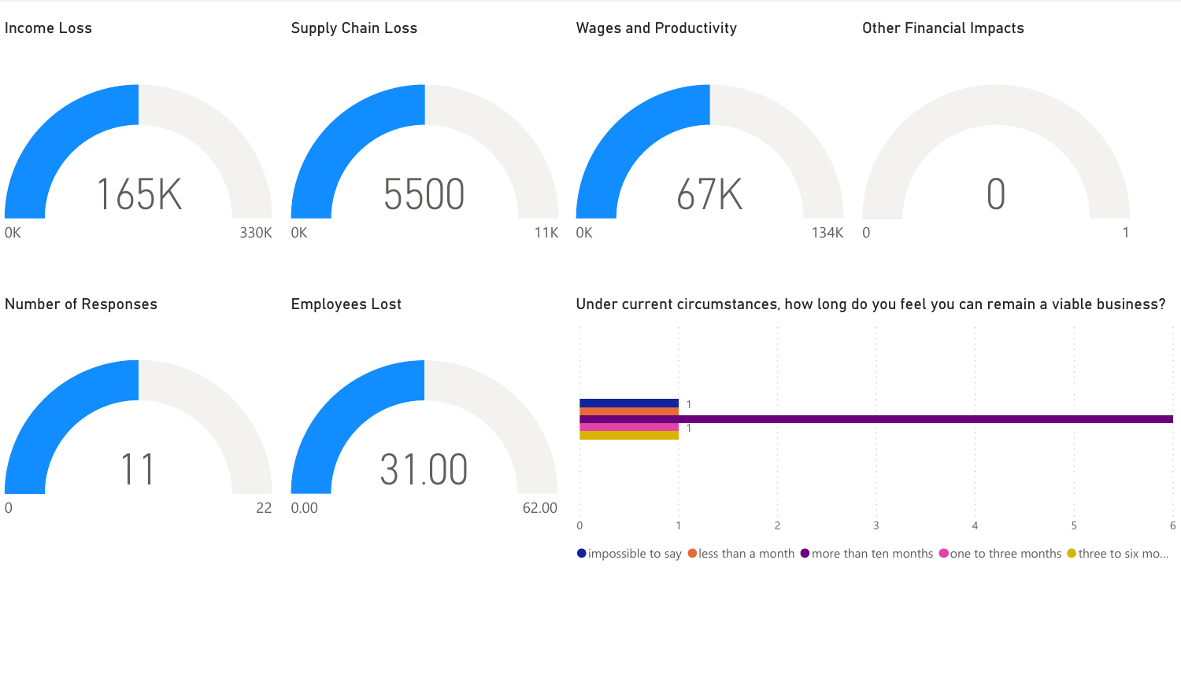## Income Loss

165K

0K — 330K

## Supply Chain Loss

5500

0K — 11K

## Wages and Productivity

67K

0K — 134K

## Other Financial Impacts

0

0 — 1

## Number of Responses

11

0 — 22

## Employees Lost

31.00

0.00 — 62.00

## Under current circumstances, how long do you feel you can remain a viable business?

| Response | Count |
| --- | --- |
| impossible to say | 1 |
| less than a month | 1 |
| more than ten months | 6 |
| one to three months | 1 |
| three to six mo... | 1 |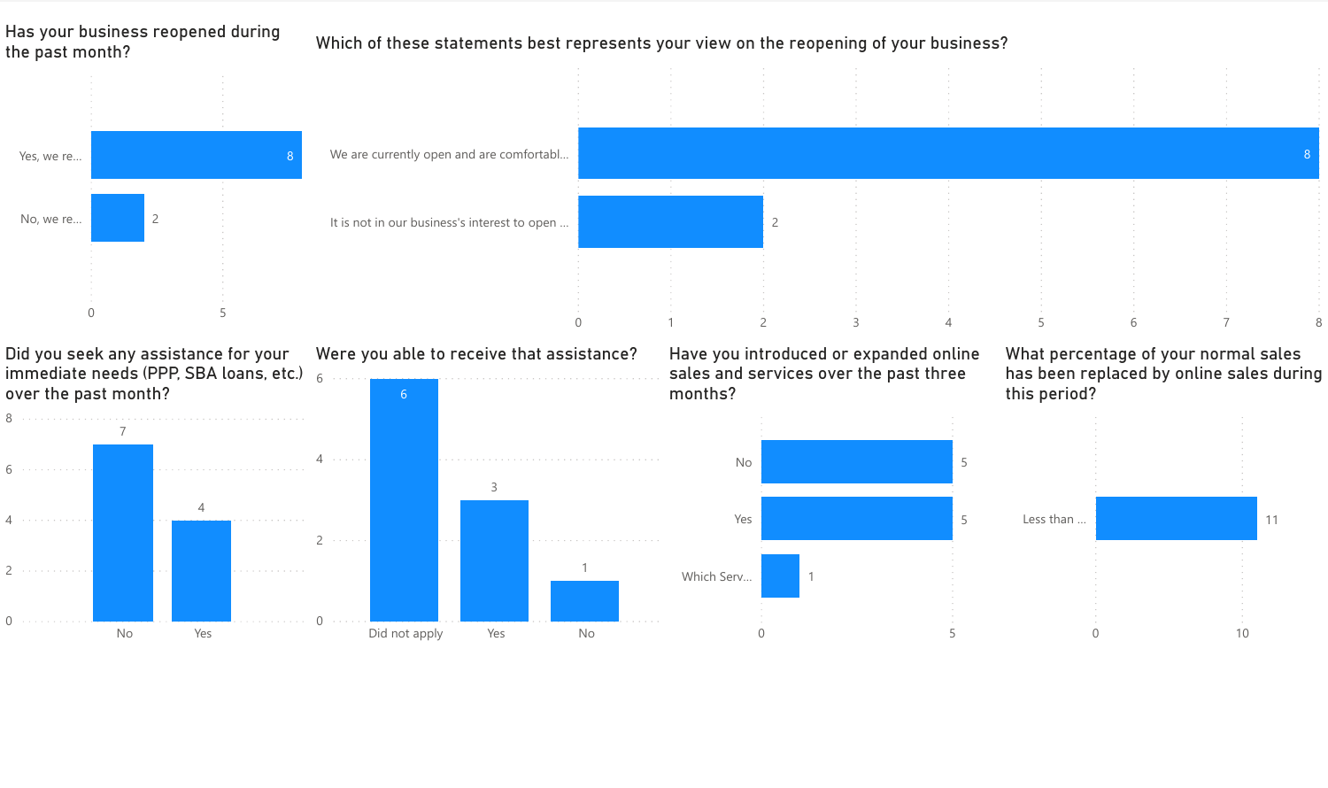Has your business reopened during the past month?

Yes, we re... 8

No, we re... 2

0 5

Which of these statements best represents your view on the reopening of your business?

We are currently open and are comfortabl... 8

It is not in our business's interest to open ... 2

0 1 2 3 4 5 6 7 8

Did you seek any assistance for your immediate needs (PPP, SBA loans, etc.) over the past month?

8 6 4 2 0

7 4

No Yes

Were you able to receive that assistance?

6 4 2 0

6 3 1

Did not apply Yes No

Have you introduced or expanded online sales and services over the past three months?

No 5

Yes 5

Which Serv... 1

0 5

What percentage of your normal sales has been replaced by online sales during this period?

Less than ... 11

0 10